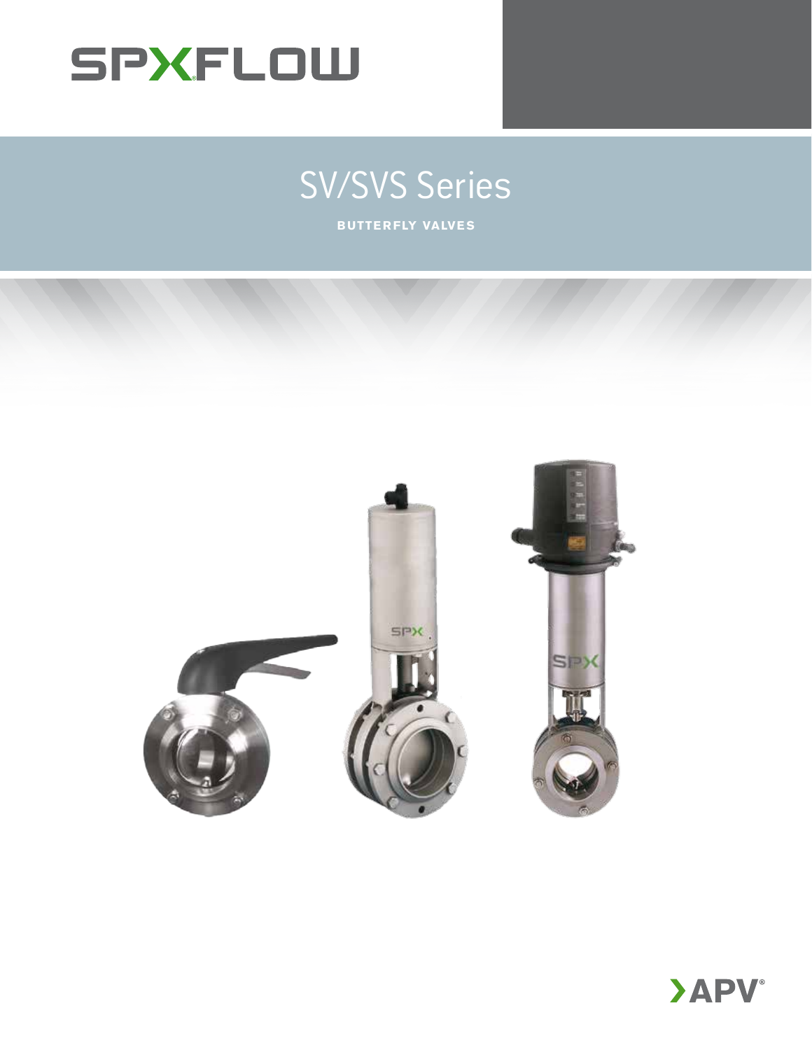SPXFLOW

# SV/SVS Series

**BUTTERFLY VALVES**

APV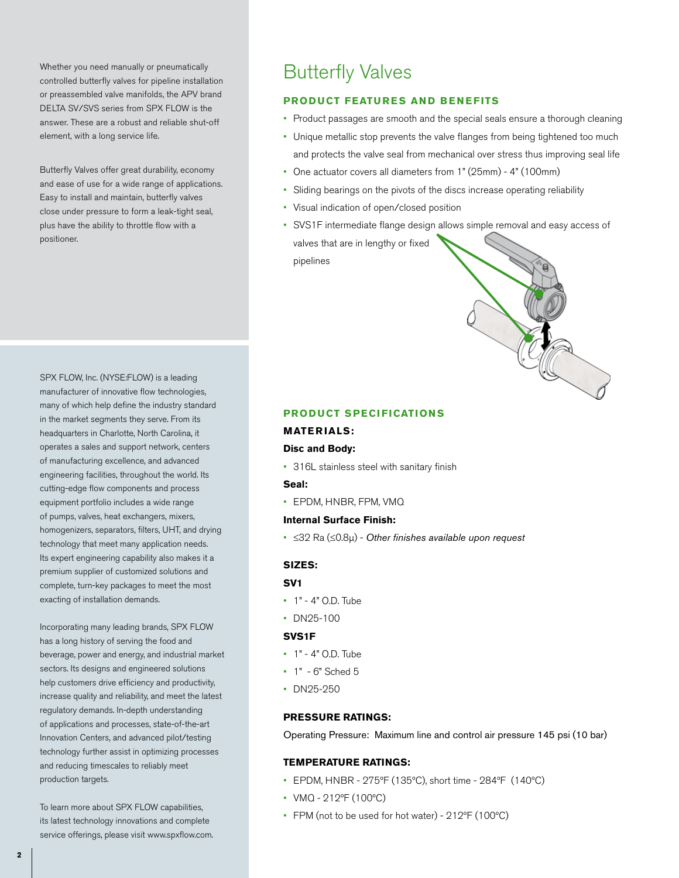Whether you need manually or pneumatically controlled butterfly valves for pipeline installation or preassembled valve manifolds, the APV brand DELTA SV/SVS series from SPX FLOW is the answer. These are a robust and reliable shut-off element, with a long service life.

Butterfly Valves offer great durability, economy and ease of use for a wide range of applications. Easy to install and maintain, butterfly valves close under pressure to form a leak-tight seal, plus have the ability to throttle flow with a positioner.

SPX FLOW, Inc. (NYSE:FLOW) is a leading manufacturer of innovative flow technologies, many of which help define the industry standard in the market segments they serve. From its headquarters in Charlotte, North Carolina, it operates a sales and support network, centers of manufacturing excellence, and advanced engineering facilities, throughout the world. Its cutting-edge flow components and process equipment portfolio includes a wide range of pumps, valves, heat exchangers, mixers, homogenizers, separators, filters, UHT, and drying technology that meet many application needs. Its expert engineering capability also makes it a premium supplier of customized solutions and complete, turn-key packages to meet the most exacting of installation demands.

Incorporating many leading brands, SPX FLOW has a long history of serving the food and beverage, power and energy, and industrial market sectors. Its designs and engineered solutions help customers drive efficiency and productivity, increase quality and reliability, and meet the latest regulatory demands. In-depth understanding of applications and processes, state-of-the-art Innovation Centers, and advanced pilot/testing technology further assist in optimizing processes and reducing timescales to reliably meet production targets.

To learn more about SPX FLOW capabilities, its latest technology innovations and complete service offerings, please visit www.spxflow.com.

# Butterfly Valves

## PRODUCT FEATURES AND BENEFITS

- Product passages are smooth and the special seals ensure a thorough cleaning
- Unique metallic stop prevents the valve flanges from being tightened too much and protects the valve seal from mechanical over stress thus improving seal life
- One actuator covers all diameters from 1" (25mm) - 4" (100mm)
- Sliding bearings on the pivots of the discs increase operating reliability
- Visual indication of open/closed position
- SVS1F intermediate flange design allows simple removal and easy access of valves that are in lengthy or fixed pipelines

## PRODUCT SPECIFICATIONS

### MATERIALS:

**Disc and Body:**

- 316L stainless steel with sanitary finish

**Seal:**

- EPDM, HNBR, FPM, VMQ

**Internal Surface Finish:**

- ≤32 Ra (≤0.8μ) - *Other finishes available upon request*

### SIZES:

**SV1**

- 1" - 4" O.D. Tube
- DN25-100

**SVS1F**

- 1" - 4" O.D. Tube
- 1" - 6" Sched 5
- DN25-250

### PRESSURE RATINGS:

Operating Pressure: Maximum line and control air pressure 145 psi (10 bar)

### TEMPERATURE RATINGS:

- EPDM, HNBR - 275°F (135°C), short time - 284°F (140°C)
- VMQ - 212°F (100°C)
- FPM (not to be used for hot water) - 212°F (100°C)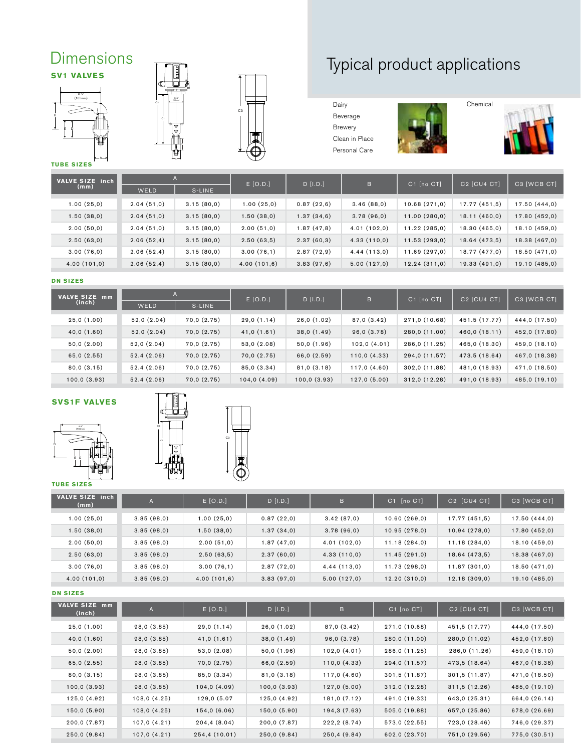# Dimensions

## SV1 VALVES

### TUBE SIZES

| VALVE SIZE inch (mm) | A | | E [O.D.] | D [I.D.] | B | C1 [no CT] | C2 [CU4 CT] | C3 [WCB CT] |
|---|---|---|---|---|---|---|---|---|
| | WELD | S-LINE | | | | | | |
| 1.00 (25,0) | 2.04 (51,0) | 3.15 (80,0) | 1.00 (25,0) | 0.87 (22,6) | 3.46 (88,0) | 10.68 (271,0) | 17.77 (451,5) | 17.50 (444,0) |
| 1.50 (38,0) | 2.04 (51,0) | 3.15 (80,0) | 1.50 (38,0) | 1.37 (34,6) | 3.78 (96,0) | 11.00 (280,0) | 18.11 (460,0) | 17.80 (452,0) |
| 2.00 (50,0) | 2.04 (51,0) | 3.15 (80,0) | 2.00 (51,0) | 1.87 (47,8) | 4.01 (102,0) | 11.22 (285,0) | 18.30 (465,0) | 18.10 (459,0) |
| 2.50 (63,0) | 2.06 (52,4) | 3.15 (80,0) | 2.50 (63,5) | 2.37 (60,3) | 4.33 (110,0) | 11.53 (293,0) | 18.64 (473,5) | 18.38 (467,0) |
| 3.00 (76,0) | 2.06 (52,4) | 3.15 (80,0) | 3.00 (76,1) | 2.87 (72,9) | 4.44 (113,0) | 11.69 (297,0) | 18.77 (477,0) | 18.50 (471,0) |
| 4.00 (101,0) | 2.06 (52,4) | 3.15 (80,0) | 4.00 (101,6) | 3.83 (97,6) | 5.00 (127,0) | 12.24 (311,0) | 19.33 (491,0) | 19.10 (485,0) |

### DN SIZES

| VALVE SIZE mm (inch) | A | | E [O.D.] | D [I.D.] | B | C1 [no CT] | C2 [CU4 CT] | C3 [WCB CT] |
|---|---|---|---|---|---|---|---|---|
| | WELD | S-LINE | | | | | | |
| 25,0 (1.00) | 52,0 (2.04) | 70,0 (2.75) | 29,0 (1.14) | 26,0 (1.02) | 87,0 (3.42) | 271,0 (10.68) | 451.5 (17.77) | 444,0 (17.50) |
| 40,0 (1.60) | 52,0 (2.04) | 70,0 (2.75) | 41,0 (1.61) | 38,0 (1.49) | 96,0 (3.78) | 280,0 (11.00) | 460,0 (18.11) | 452,0 (17.80) |
| 50,0 (2.00) | 52,0 (2.04) | 70,0 (2.75) | 53,0 (2.08) | 50,0 (1.96) | 102,0 (4.01) | 286,0 (11.25) | 465,0 (18.30) | 459,0 (18.10) |
| 65,0 (2.55) | 52.4 (2.06) | 70,0 (2.75) | 70,0 (2.75) | 66,0 (2.59) | 110,0 (4.33) | 294,0 (11.57) | 473.5 (18.64) | 467,0 (18.38) |
| 80,0 (3.15) | 52.4 (2.06) | 70,0 (2.75) | 85,0 (3.34) | 81,0 (3.18) | 117,0 (4.60) | 302,0 (11.88) | 481,0 (18.93) | 471,0 (18.50) |
| 100,0 (3.93) | 52.4 (2.06) | 70,0 (2.75) | 104,0 (4.09) | 100,0 (3.93) | 127,0 (5.00) | 312,0 (12.28) | 491,0 (18.93) | 485,0 (19.10) |

## SVS1F VALVES

### TUBE SIZES

| VALVE SIZE inch (mm) | A | E [O.D.] | D [I.D.] | B | C1 [no CT] | C2 [CU4 CT] | C3 [WCB CT] |
|---|---|---|---|---|---|---|---|
| 1.00 (25,0) | 3.85 (98,0) | 1.00 (25,0) | 0.87 (22,0) | 3.42 (87,0) | 10.60 (269,0) | 17.77 (451,5) | 17.50 (444,0) |
| 1.50 (38,0) | 3.85 (98,0) | 1.50 (38,0) | 1.37 (34,0) | 3.78 (96,0) | 10.95 (278,0) | 10.94 (278,0) | 17.80 (452,0) |
| 2.00 (50,0) | 3.85 (98,0) | 2.00 (51,0) | 1.87 (47,0) | 4.01 (102,0) | 11.18 (284,0) | 11.18 (284,0) | 18.10 (459,0) |
| 2.50 (63,0) | 3.85 (98,0) | 2.50 (63,5) | 2.37 (60,0) | 4.33 (110,0) | 11.45 (291,0) | 18.64 (473,5) | 18.38 (467,0) |
| 3.00 (76,0) | 3.85 (98,0) | 3.00 (76,1) | 2.87 (72,0) | 4.44 (113,0) | 11.73 (298,0) | 11.87 (301,0) | 18.50 (471,0) |
| 4.00 (101,0) | 3.85 (98,0) | 4.00 (101,6) | 3.83 (97,0) | 5.00 (127,0) | 12.20 (310,0) | 12.18 (309,0) | 19.10 (485,0) |

### DN SIZES

| VALVE SIZE mm (inch) | A | E [O.D.] | D [I.D.] | B | C1 [no CT] | C2 [CU4 CT] | C3 [WCB CT] |
|---|---|---|---|---|---|---|---|
| 25,0 (1.00) | 98,0 (3.85) | 29,0 (1.14) | 26,0 (1.02) | 87,0 (3.42) | 271,0 (10.68) | 451,5 (17.77) | 444,0 (17.50) |
| 40,0 (1.60) | 98,0 (3.85) | 41,0 (1.61) | 38,0 (1.49) | 96,0 (3.78) | 280,0 (11.00) | 280,0 (11.02) | 452,0 (17.80) |
| 50,0 (2.00) | 98,0 (3.85) | 53,0 (2.08) | 50,0 (1.96) | 102,0 (4.01) | 286,0 (11.25) | 286,0 (11.26) | 459,0 (18.10) |
| 65,0 (2.55) | 98,0 (3.85) | 70,0 (2.75) | 66,0 (2.59) | 110,0 (4.33) | 294,0 (11.57) | 473,5 (18.64) | 467,0 (18.38) |
| 80,0 (3.15) | 98,0 (3.85) | 85,0 (3.34) | 81,0 (3.18) | 117,0 (4.60) | 301,5 (11.87) | 301,5 (11.87) | 471,0 (18.50) |
| 100,0 (3.93) | 98,0 (3.85) | 104,0 (4.09) | 100,0 (3.93) | 127,0 (5.00) | 312,0 (12.28) | 311,5 (12.26) | 485,0 (19.10) |
| 125,0 (4.92) | 108,0 (4.25) | 129,0 (5.07 | 125,0 (4.92) | 181,0 (7.12) | 491,0 (19.33) | 643,0 (25.31) | 664,0 (26.14) |
| 150,0 (5.90) | 108,0 (4.25) | 154,0 (6.06) | 150,0 (5.90) | 194,3 (7.63) | 505,0 (19.88) | 657,0 (25.86) | 678,0 (26.69) |
| 200,0 (7.87) | 107,0 (4.21) | 204,4 (8.04) | 200,0 (7.87) | 222,2 (8.74) | 573,0 (22.55) | 723,0 (28.46) | 746,0 (29.37) |
| 250,0 (9.84) | 107,0 (4.21) | 254,4 (10.01) | 250,0 (9.84) | 250,4 (9.84) | 602,0 (23.70) | 751,0 (29.56) | 775,0 (30.51) |

# Typical product applications

- Dairy
- Beverage
- Brewery
- Clean in Place
- Personal Care

Chemical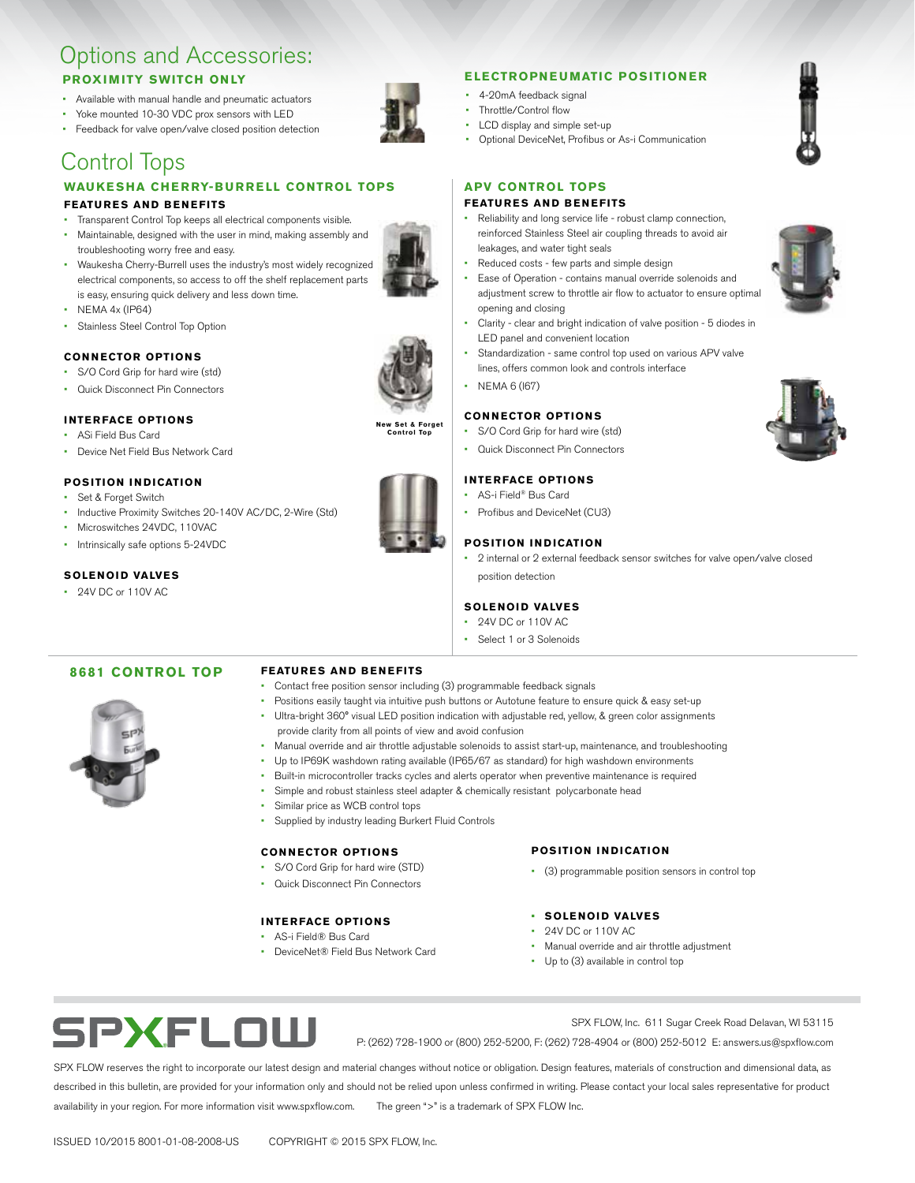# Options and Accessories:

## PROXIMITY SWITCH ONLY

- Available with manual handle and pneumatic actuators
- Yoke mounted 10-30 VDC prox sensors with LED
- Feedback for valve open/valve closed position detection

## ELECTROPNEUMATIC POSITIONER

- 4-20mA feedback signal
- Throttle/Control flow
- LCD display and simple set-up
- Optional DeviceNet, Profibus or As-i Communication

# Control Tops

## WAUKESHA CHERRY-BURRELL CONTROL TOPS

### FEATURES AND BENEFITS

- Transparent Control Top keeps all electrical components visible.
- Maintainable, designed with the user in mind, making assembly and troubleshooting worry free and easy.
- Waukesha Cherry-Burrell uses the industry's most widely recognized electrical components, so access to off the shelf replacement parts is easy, ensuring quick delivery and less down time.
- NEMA 4x (IP64)
- Stainless Steel Control Top Option

### CONNECTOR OPTIONS

- S/O Cord Grip for hard wire (std)
- Quick Disconnect Pin Connectors

### INTERFACE OPTIONS

- ASi Field Bus Card
- Device Net Field Bus Network Card

New Set & Forget Control Top

### POSITION INDICATION

- Set & Forget Switch
- Inductive Proximity Switches 20-140V AC/DC, 2-Wire (Std)
- Microswitches 24VDC, 110VAC
- Intrinsically safe options 5-24VDC

### SOLENOID VALVES

- 24V DC or 110V AC

## APV CONTROL TOPS

### FEATURES AND BENEFITS

- Reliability and long service life - robust clamp connection, reinforced Stainless Steel air coupling threads to avoid air leakages, and water tight seals
- Reduced costs - few parts and simple design
- Ease of Operation - contains manual override solenoids and adjustment screw to throttle air flow to actuator to ensure optimal opening and closing
- Clarity - clear and bright indication of valve position - 5 diodes in LED panel and convenient location
- Standardization - same control top used on various APV valve lines, offers common look and controls interface
- NEMA 6 (I67)

### CONNECTOR OPTIONS

- S/O Cord Grip for hard wire (std)
- Quick Disconnect Pin Connectors

### INTERFACE OPTIONS

- AS-i Field® Bus Card
- Profibus and DeviceNet (CU3)

### POSITION INDICATION

- 2 internal or 2 external feedback sensor switches for valve open/valve closed position detection

### SOLENOID VALVES

- 24V DC or 110V AC
- Select 1 or 3 Solenoids

## 8681 CONTROL TOP

### FEATURES AND BENEFITS

- Contact free position sensor including (3) programmable feedback signals
- Positions easily taught via intuitive push buttons or Autotune feature to ensure quick & easy set-up
- Ultra-bright 360° visual LED position indication with adjustable red, yellow, & green color assignments provide clarity from all points of view and avoid confusion
- Manual override and air throttle adjustable solenoids to assist start-up, maintenance, and troubleshooting
- Up to IP69K washdown rating available (IP65/67 as standard) for high washdown environments
- Built-in microcontroller tracks cycles and alerts operator when preventive maintenance is required
- Simple and robust stainless steel adapter & chemically resistant polycarbonate head
- Similar price as WCB control tops
- Supplied by industry leading Burkert Fluid Controls

### CONNECTOR OPTIONS

- S/O Cord Grip for hard wire (STD)
- Quick Disconnect Pin Connectors

### INTERFACE OPTIONS

- AS-i Field® Bus Card
- DeviceNet® Field Bus Network Card

### POSITION INDICATION

- (3) programmable position sensors in control top

### SOLENOID VALVES

- 24V DC or 110V AC
- Manual override and air throttle adjustment
- Up to (3) available in control top

SPXFLOW

SPX FLOW, Inc. 611 Sugar Creek Road Delavan, WI 53115

P: (262) 728-1900 or (800) 252-5200, F: (262) 728-4904 or (800) 252-5012 E: answers.us@spxflow.com

SPX FLOW reserves the right to incorporate our latest design and material changes without notice or obligation. Design features, materials of construction and dimensional data, as described in this bulletin, are provided for your information only and should not be relied upon unless confirmed in writing. Please contact your local sales representative for product availability in your region. For more information visit www.spxflow.com. The green ">" is a trademark of SPX FLOW Inc.

ISSUED 10/2015 8001-01-08-2008-US COPYRIGHT © 2015 SPX FLOW, Inc.